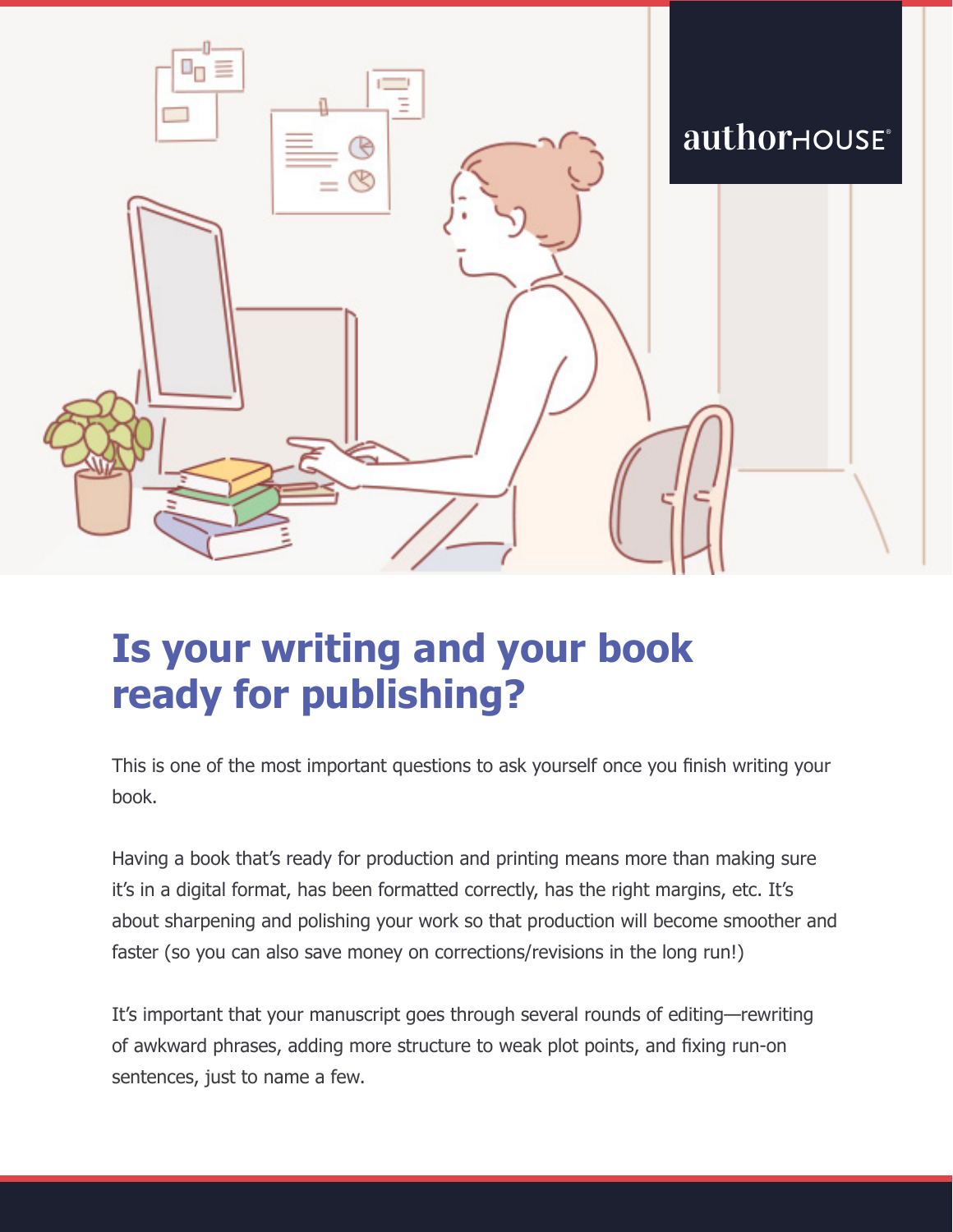authorHOUSE®

# Is your writing and your book ready for publishing?

This is one of the most important questions to ask yourself once you finish writing your book.

Having a book that's ready for production and printing means more than making sure it's in a digital format, has been formatted correctly, has the right margins, etc. It's about sharpening and polishing your work so that production will become smoother and faster (so you can also save money on corrections/revisions in the long run!)

It's important that your manuscript goes through several rounds of editing—rewriting of awkward phrases, adding more structure to weak plot points, and fixing run-on sentences, just to name a few.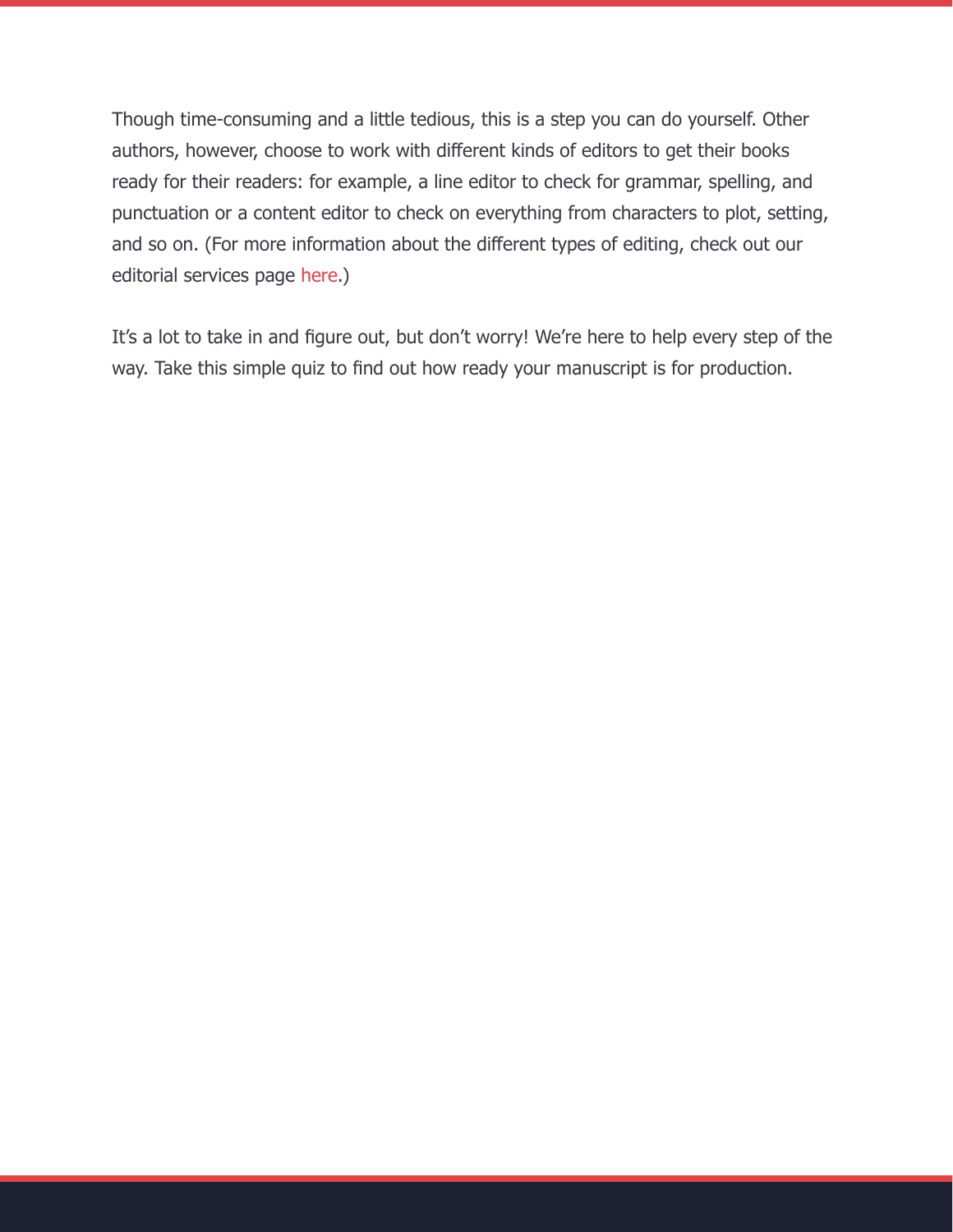Though time-consuming and a little tedious, this is a step you can do yourself. Other authors, however, choose to work with different kinds of editors to get their books ready for their readers: for example, a line editor to check for grammar, spelling, and punctuation or a content editor to check on everything from characters to plot, setting, and so on. (For more information about the different types of editing, check out our editorial services page here.)

It's a lot to take in and figure out, but don't worry! We're here to help every step of the way. Take this simple quiz to find out how ready your manuscript is for production.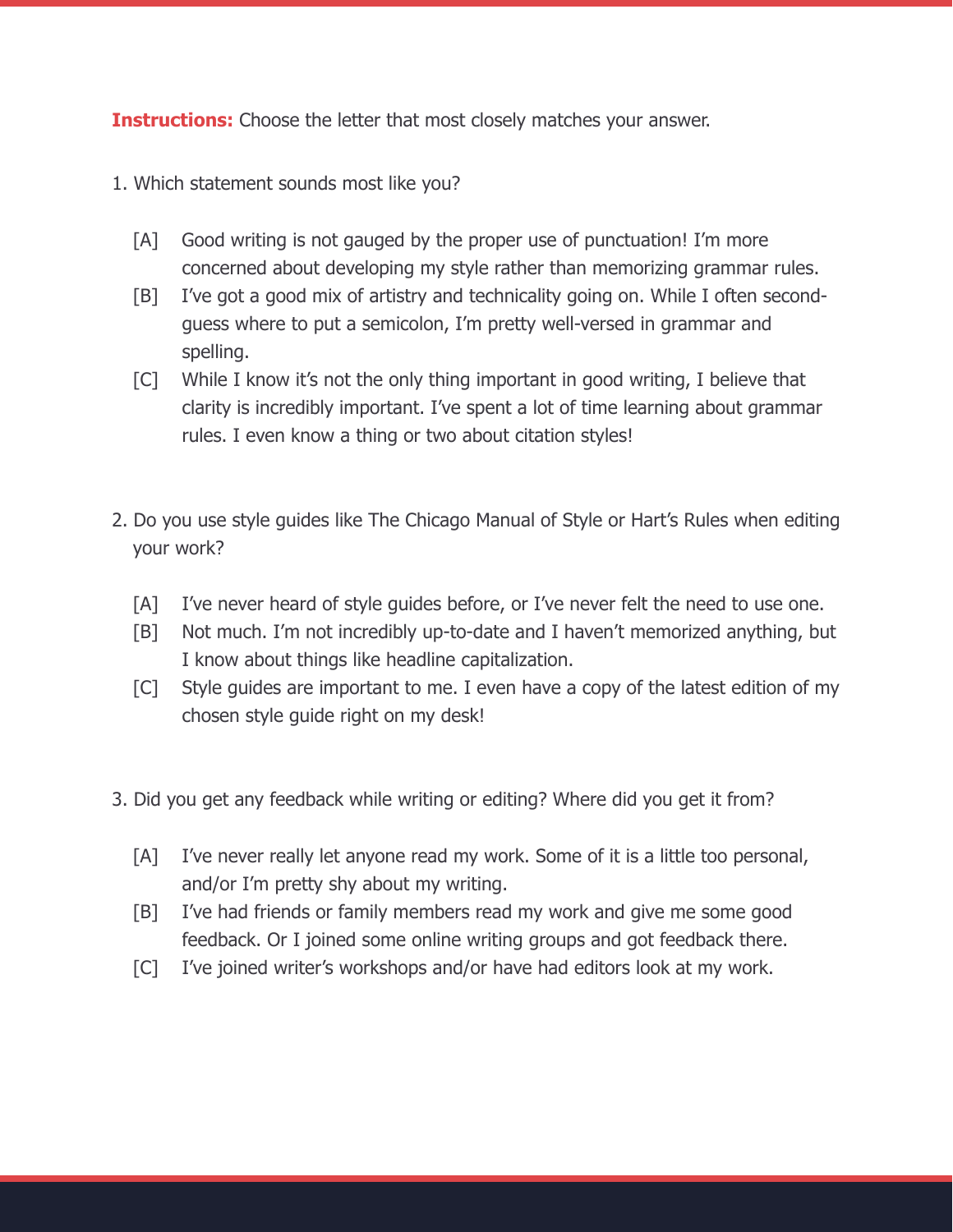**Instructions:** Choose the letter that most closely matches your answer.

1. Which statement sounds most like you?

    [A] Good writing is not gauged by the proper use of punctuation! I'm more concerned about developing my style rather than memorizing grammar rules.

    [B] I've got a good mix of artistry and technicality going on. While I often second-guess where to put a semicolon, I'm pretty well-versed in grammar and spelling.

    [C] While I know it's not the only thing important in good writing, I believe that clarity is incredibly important. I've spent a lot of time learning about grammar rules. I even know a thing or two about citation styles!

2. Do you use style guides like The Chicago Manual of Style or Hart's Rules when editing your work?

    [A] I've never heard of style guides before, or I've never felt the need to use one.

    [B] Not much. I'm not incredibly up-to-date and I haven't memorized anything, but I know about things like headline capitalization.

    [C] Style guides are important to me. I even have a copy of the latest edition of my chosen style guide right on my desk!

3. Did you get any feedback while writing or editing? Where did you get it from?

    [A] I've never really let anyone read my work. Some of it is a little too personal, and/or I'm pretty shy about my writing.

    [B] I've had friends or family members read my work and give me some good feedback. Or I joined some online writing groups and got feedback there.

    [C] I've joined writer's workshops and/or have had editors look at my work.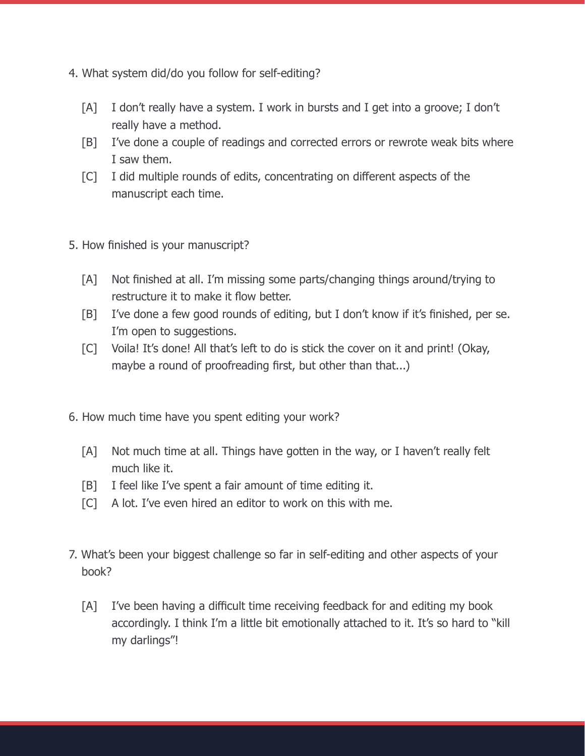4. What system did/do you follow for self-editing?

   [A] I don't really have a system. I work in bursts and I get into a groove; I don't really have a method.

   [B] I've done a couple of readings and corrected errors or rewrote weak bits where I saw them.

   [C] I did multiple rounds of edits, concentrating on different aspects of the manuscript each time.

5. How finished is your manuscript?

   [A] Not finished at all. I'm missing some parts/changing things around/trying to restructure it to make it flow better.

   [B] I've done a few good rounds of editing, but I don't know if it's finished, per se. I'm open to suggestions.

   [C] Voila! It's done! All that's left to do is stick the cover on it and print! (Okay, maybe a round of proofreading first, but other than that...)

6. How much time have you spent editing your work?

   [A] Not much time at all. Things have gotten in the way, or I haven't really felt much like it.

   [B] I feel like I've spent a fair amount of time editing it.

   [C] A lot. I've even hired an editor to work on this with me.

7. What's been your biggest challenge so far in self-editing and other aspects of your book?

   [A] I've been having a difficult time receiving feedback for and editing my book accordingly. I think I'm a little bit emotionally attached to it. It's so hard to "kill my darlings"!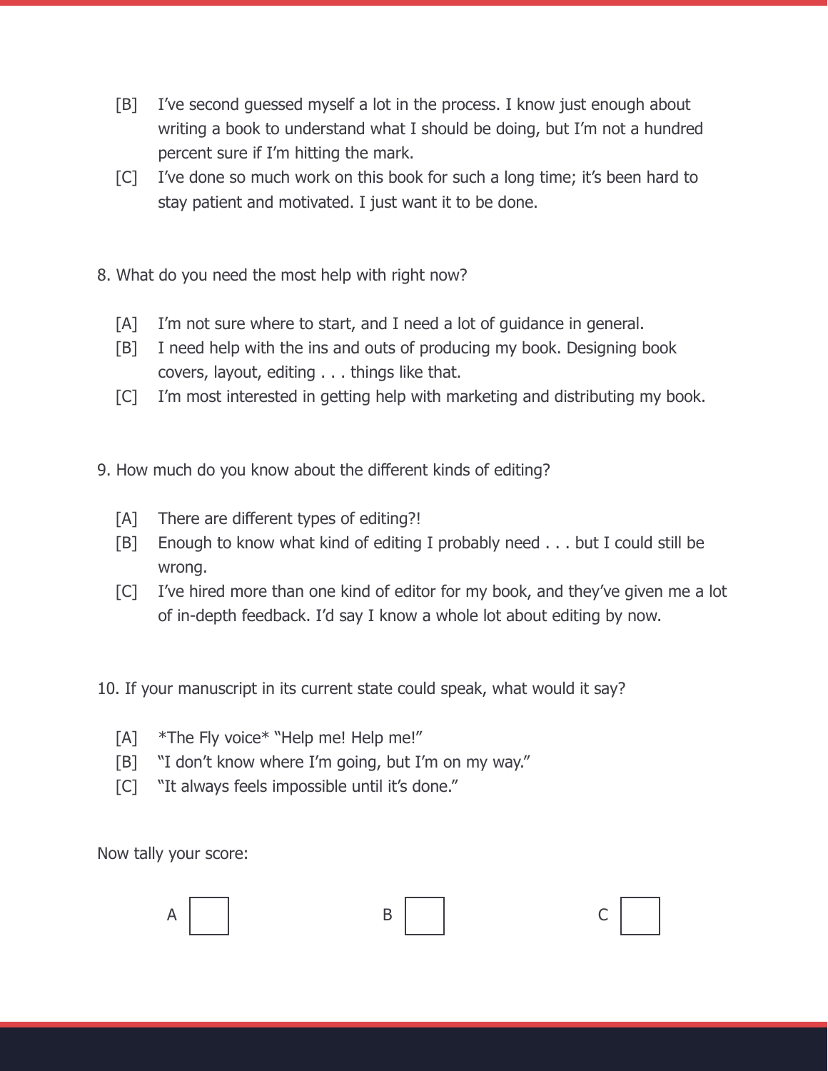[B] I've second guessed myself a lot in the process. I know just enough about writing a book to understand what I should be doing, but I'm not a hundred percent sure if I'm hitting the mark.

[C] I've done so much work on this book for such a long time; it's been hard to stay patient and motivated. I just want it to be done.

8. What do you need the most help with right now?

[A] I'm not sure where to start, and I need a lot of guidance in general.

[B] I need help with the ins and outs of producing my book. Designing book covers, layout, editing . . . things like that.

[C] I'm most interested in getting help with marketing and distributing my book.

9. How much do you know about the different kinds of editing?

[A] There are different types of editing?!

[B] Enough to know what kind of editing I probably need . . . but I could still be wrong.

[C] I've hired more than one kind of editor for my book, and they've given me a lot of in-depth feedback. I'd say I know a whole lot about editing by now.

10. If your manuscript in its current state could speak, what would it say?

[A] *The Fly voice* "Help me! Help me!"

[B] "I don't know where I'm going, but I'm on my way."

[C] "It always feels impossible until it's done."

Now tally your score:

A ☐ B ☐ C ☐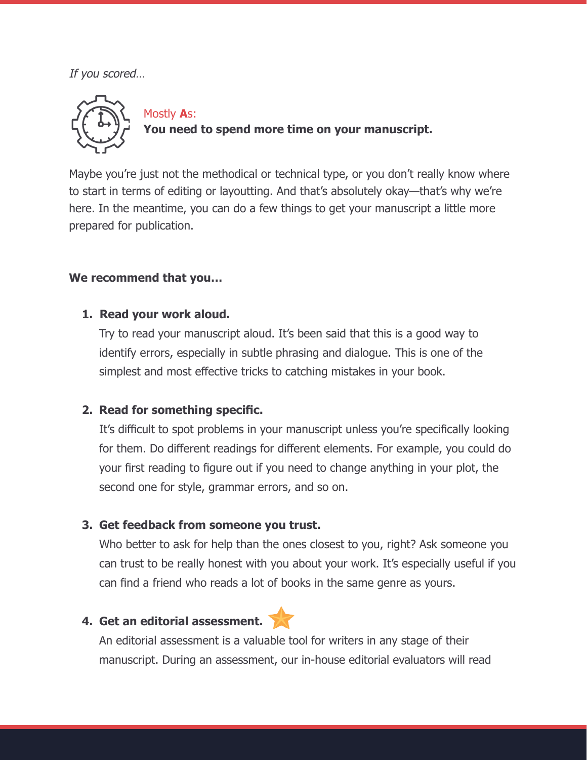*If you scored…*

Mostly **A**s:
**You need to spend more time on your manuscript.**

Maybe you're just not the methodical or technical type, or you don't really know where to start in terms of editing or layoutting. And that's absolutely okay—that's why we're here. In the meantime, you can do a few things to get your manuscript a little more prepared for publication.

**We recommend that you…**

1. **Read your work aloud.**
   Try to read your manuscript aloud. It's been said that this is a good way to identify errors, especially in subtle phrasing and dialogue. This is one of the simplest and most effective tricks to catching mistakes in your book.

2. **Read for something specific.**
   It's difficult to spot problems in your manuscript unless you're specifically looking for them. Do different readings for different elements. For example, you could do your first reading to figure out if you need to change anything in your plot, the second one for style, grammar errors, and so on.

3. **Get feedback from someone you trust.**
   Who better to ask for help than the ones closest to you, right? Ask someone you can trust to be really honest with you about your work. It's especially useful if you can find a friend who reads a lot of books in the same genre as yours.

4. **Get an editorial assessment.** ⭐
   An editorial assessment is a valuable tool for writers in any stage of their manuscript. During an assessment, our in-house editorial evaluators will read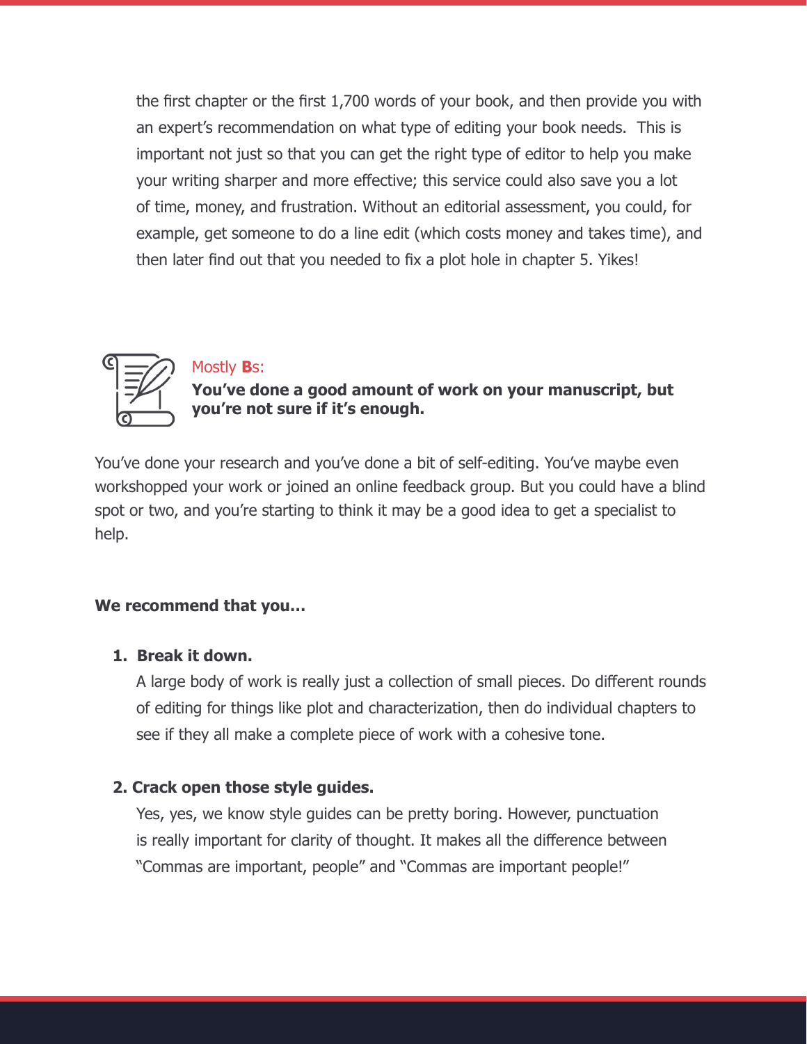the first chapter or the first 1,700 words of your book, and then provide you with an expert's recommendation on what type of editing your book needs.  This is important not just so that you can get the right type of editor to help you make your writing sharper and more effective; this service could also save you a lot of time, money, and frustration. Without an editorial assessment, you could, for example, get someone to do a line edit (which costs money and takes time), and then later find out that you needed to fix a plot hole in chapter 5. Yikes!

Mostly **B**s:

**You've done a good amount of work on your manuscript, but you're not sure if it's enough.**

You've done your research and you've done a bit of self-editing. You've maybe even workshopped your work or joined an online feedback group. But you could have a blind spot or two, and you're starting to think it may be a good idea to get a specialist to help.

**We recommend that you…**

1. **Break it down.**
   A large body of work is really just a collection of small pieces. Do different rounds of editing for things like plot and characterization, then do individual chapters to see if they all make a complete piece of work with a cohesive tone.

2. **Crack open those style guides.**
   Yes, yes, we know style guides can be pretty boring. However, punctuation is really important for clarity of thought. It makes all the difference between "Commas are important, people" and "Commas are important people!"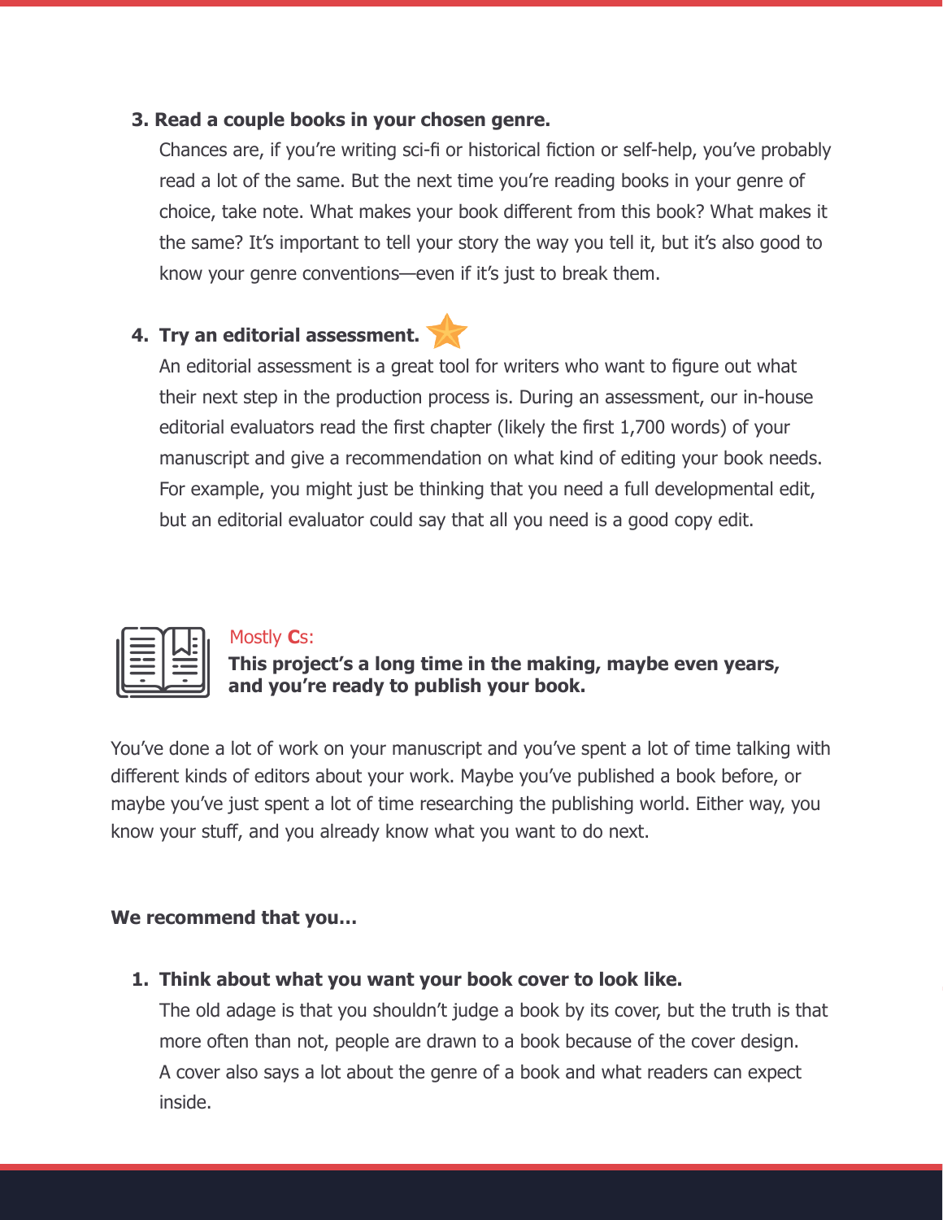3. **Read a couple books in your chosen genre.**
   Chances are, if you're writing sci-fi or historical fiction or self-help, you've probably read a lot of the same. But the next time you're reading books in your genre of choice, take note. What makes your book different from this book? What makes it the same? It's important to tell your story the way you tell it, but it's also good to know your genre conventions—even if it's just to break them.

4. **Try an editorial assessment.**
   An editorial assessment is a great tool for writers who want to figure out what their next step in the production process is. During an assessment, our in-house editorial evaluators read the first chapter (likely the first 1,700 words) of your manuscript and give a recommendation on what kind of editing your book needs. For example, you might just be thinking that you need a full developmental edit, but an editorial evaluator could say that all you need is a good copy edit.

## Mostly **C**s:

**This project's a long time in the making, maybe even years, and you're ready to publish your book.**

You've done a lot of work on your manuscript and you've spent a lot of time talking with different kinds of editors about your work. Maybe you've published a book before, or maybe you've just spent a lot of time researching the publishing world. Either way, you know your stuff, and you already know what you want to do next.

**We recommend that you…**

1. **Think about what you want your book cover to look like.**
   The old adage is that you shouldn't judge a book by its cover, but the truth is that more often than not, people are drawn to a book because of the cover design. A cover also says a lot about the genre of a book and what readers can expect inside.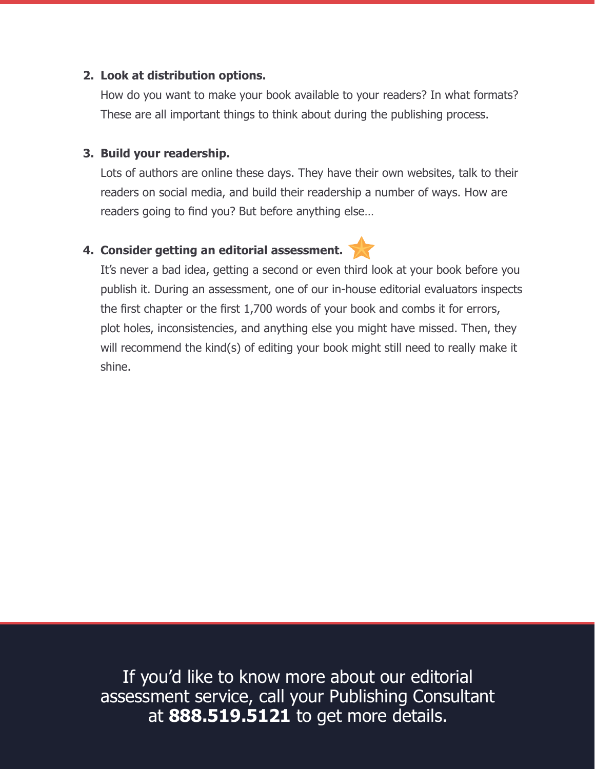2. **Look at distribution options.**

   How do you want to make your book available to your readers? In what formats? These are all important things to think about during the publishing process.

3. **Build your readership.**

   Lots of authors are online these days. They have their own websites, talk to their readers on social media, and build their readership a number of ways. How are readers going to find you? But before anything else…

4. **Consider getting an editorial assessment.**

   It's never a bad idea, getting a second or even third look at your book before you publish it. During an assessment, one of our in-house editorial evaluators inspects the first chapter or the first 1,700 words of your book and combs it for errors, plot holes, inconsistencies, and anything else you might have missed. Then, they will recommend the kind(s) of editing your book might still need to really make it shine.

If you'd like to know more about our editorial assessment service, call your Publishing Consultant at **888.519.5121** to get more details.